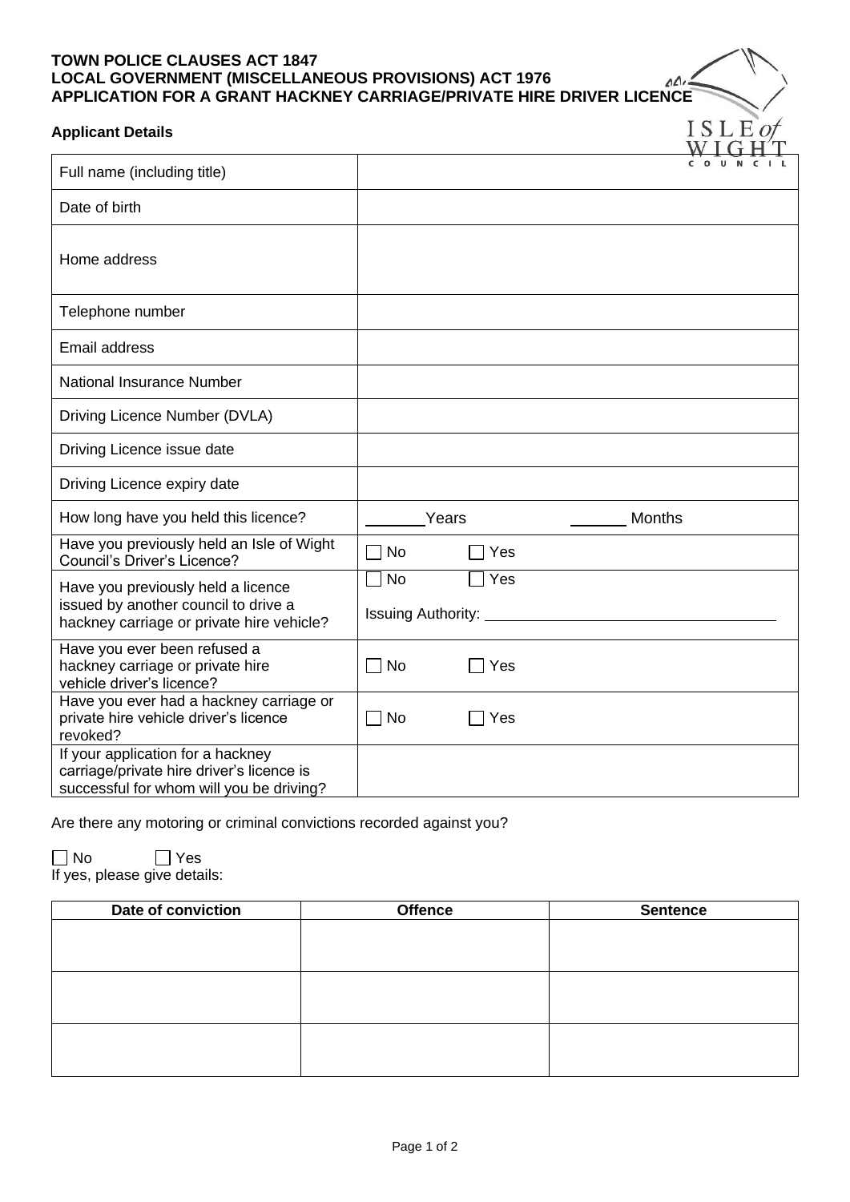**TOWN POLICE CLAUSES ACT 1847**
**LOCAL GOVERNMENT (MISCELLANEOUS PROVISIONS) ACT 1976**
**APPLICATION FOR A GRANT HACKNEY CARRIAGE/PRIVATE HIRE DRIVER LICENCE**

ISLE of WIGHT COUNCIL

### Applicant Details

| | |
|---|---|
| Full name (including title) | |
| Date of birth | |
| Home address | |
| Telephone number | |
| Email address | |
| National Insurance Number | |
| Driving Licence Number (DVLA) | |
| Driving Licence issue date | |
| Driving Licence expiry date | |
| How long have you held this licence? | ______ Years ______ Months |
| Have you previously held an Isle of Wight Council's Driver's Licence? | ☐ No ☐ Yes |
| Have you previously held a licence issued by another council to drive a hackney carriage or private hire vehicle? | ☐ No ☐ Yes<br>Issuing Authority: ____________________ |
| Have you ever been refused a hackney carriage or private hire vehicle driver's licence? | ☐ No ☐ Yes |
| Have you ever had a hackney carriage or private hire vehicle driver's licence revoked? | ☐ No ☐ Yes |
| If your application for a hackney carriage/private hire driver's licence is successful for whom will you be driving? | |

Are there any motoring or criminal convictions recorded against you?

☐ No ☐ Yes

If yes, please give details:

| Date of conviction | Offence | Sentence |
|---|---|---|
| | | |
| | | |
| | | |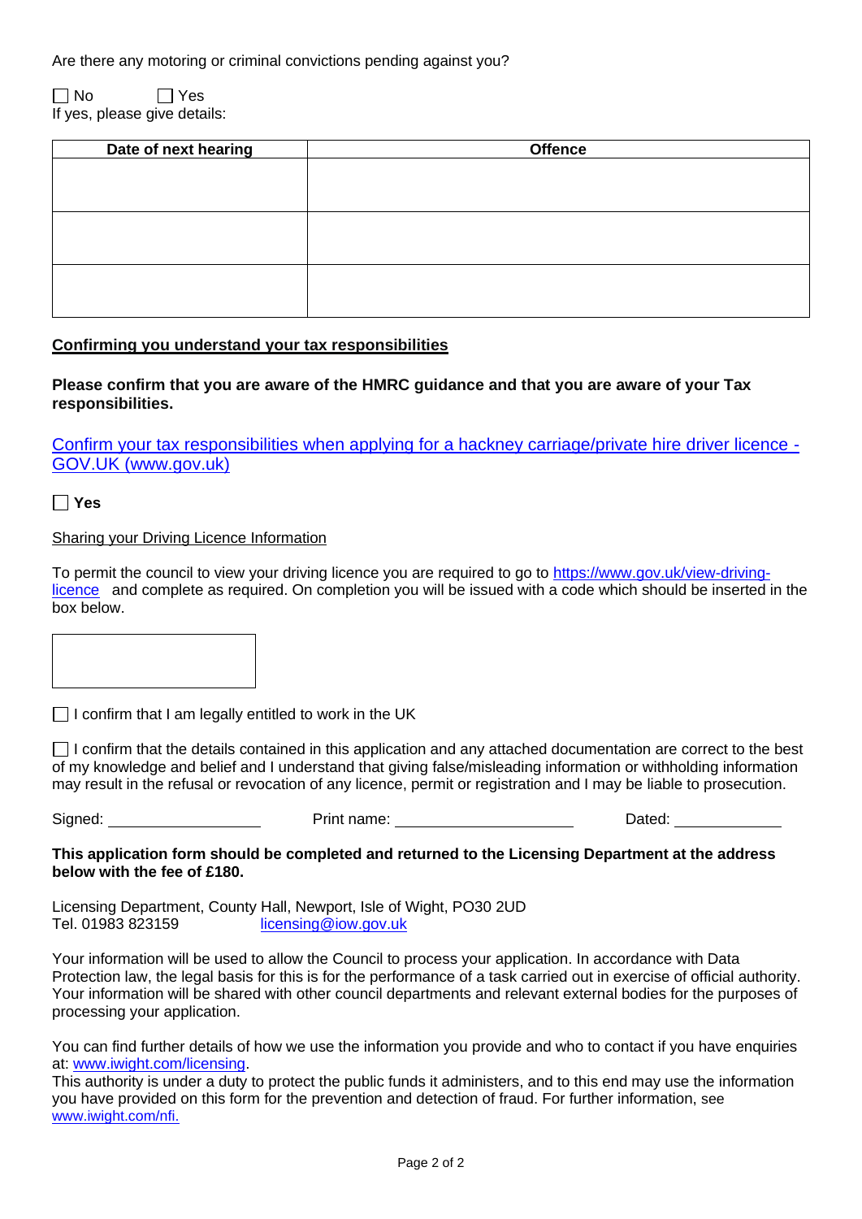Are there any motoring or criminal convictions pending against you?

☐ No ☐ Yes

If yes, please give details:

| Date of next hearing | Offence |
|---|---|
| | |
| | |
| | |

**Confirming you understand your tax responsibilities**

**Please confirm that you are aware of the HMRC guidance and that you are aware of your Tax responsibilities.**

[Confirm your tax responsibilities when applying for a hackney carriage/private hire driver licence - GOV.UK (www.gov.uk)]

☐ **Yes**

Sharing your Driving Licence Information

To permit the council to view your driving licence you are required to go to https://www.gov.uk/view-driving-licence and complete as required. On completion you will be issued with a code which should be inserted in the box below.

| |
|---|
| |

☐ I confirm that I am legally entitled to work in the UK

☐ I confirm that the details contained in this application and any attached documentation are correct to the best of my knowledge and belief and I understand that giving false/misleading information or withholding information may result in the refusal or revocation of any licence, permit or registration and I may be liable to prosecution.

Signed: ____________________ Print name: ________________________ Dated: ______________

**This application form should be completed and returned to the Licensing Department at the address below with the fee of £180.**

Licensing Department, County Hall, Newport, Isle of Wight, PO30 2UD
Tel. 01983 823159 licensing@iow.gov.uk

Your information will be used to allow the Council to process your application. In accordance with Data Protection law, the legal basis for this is for the performance of a task carried out in exercise of official authority. Your information will be shared with other council departments and relevant external bodies for the purposes of processing your application.

You can find further details of how we use the information you provide and who to contact if you have enquiries at: www.iwight.com/licensing.
This authority is under a duty to protect the public funds it administers, and to this end may use the information you have provided on this form for the prevention and detection of fraud. For further information, see www.iwight.com/nfi.